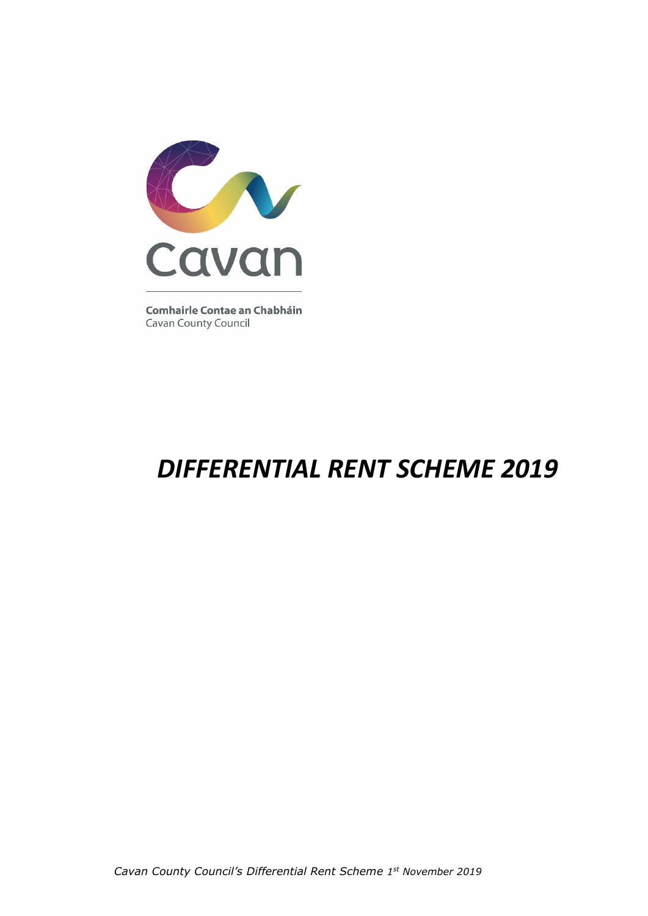Comhairle Contae an Chabháin
Cavan County Council

# *DIFFERENTIAL RENT SCHEME 2019*

*Cavan County Council's Differential Rent Scheme 1st November 2019*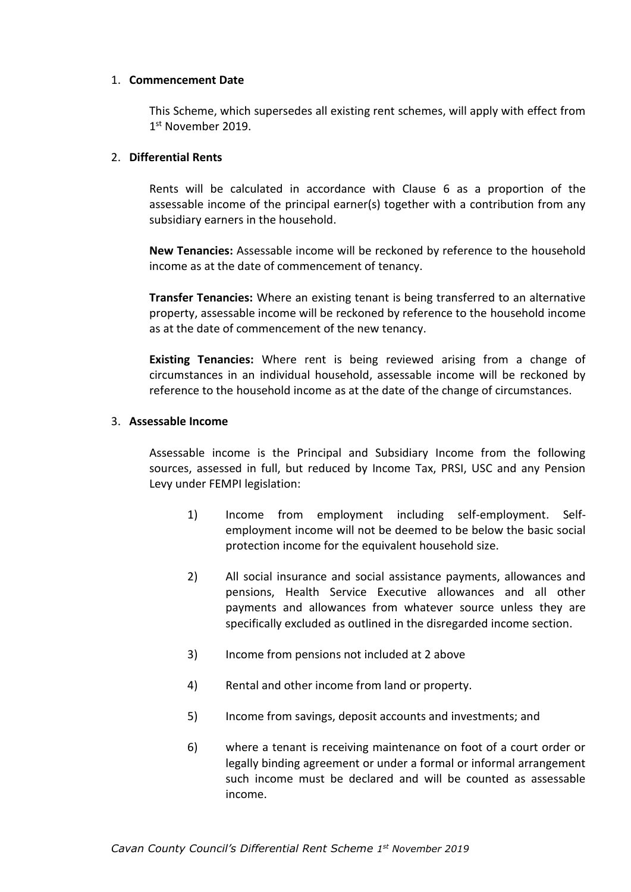1. **Commencement Date**

    This Scheme, which supersedes all existing rent schemes, will apply with effect from 1st November 2019.

2. **Differential Rents**

    Rents will be calculated in accordance with Clause 6 as a proportion of the assessable income of the principal earner(s) together with a contribution from any subsidiary earners in the household.

    **New Tenancies:** Assessable income will be reckoned by reference to the household income as at the date of commencement of tenancy.

    **Transfer Tenancies:** Where an existing tenant is being transferred to an alternative property, assessable income will be reckoned by reference to the household income as at the date of commencement of the new tenancy.

    **Existing Tenancies:** Where rent is being reviewed arising from a change of circumstances in an individual household, assessable income will be reckoned by reference to the household income as at the date of the change of circumstances.

3. **Assessable Income**

    Assessable income is the Principal and Subsidiary Income from the following sources, assessed in full, but reduced by Income Tax, PRSI, USC and any Pension Levy under FEMPI legislation:

    1) Income from employment including self-employment. Self-employment income will not be deemed to be below the basic social protection income for the equivalent household size.

    2) All social insurance and social assistance payments, allowances and pensions, Health Service Executive allowances and all other payments and allowances from whatever source unless they are specifically excluded as outlined in the disregarded income section.

    3) Income from pensions not included at 2 above

    4) Rental and other income from land or property.

    5) Income from savings, deposit accounts and investments; and

    6) where a tenant is receiving maintenance on foot of a court order or legally binding agreement or under a formal or informal arrangement such income must be declared and will be counted as assessable income.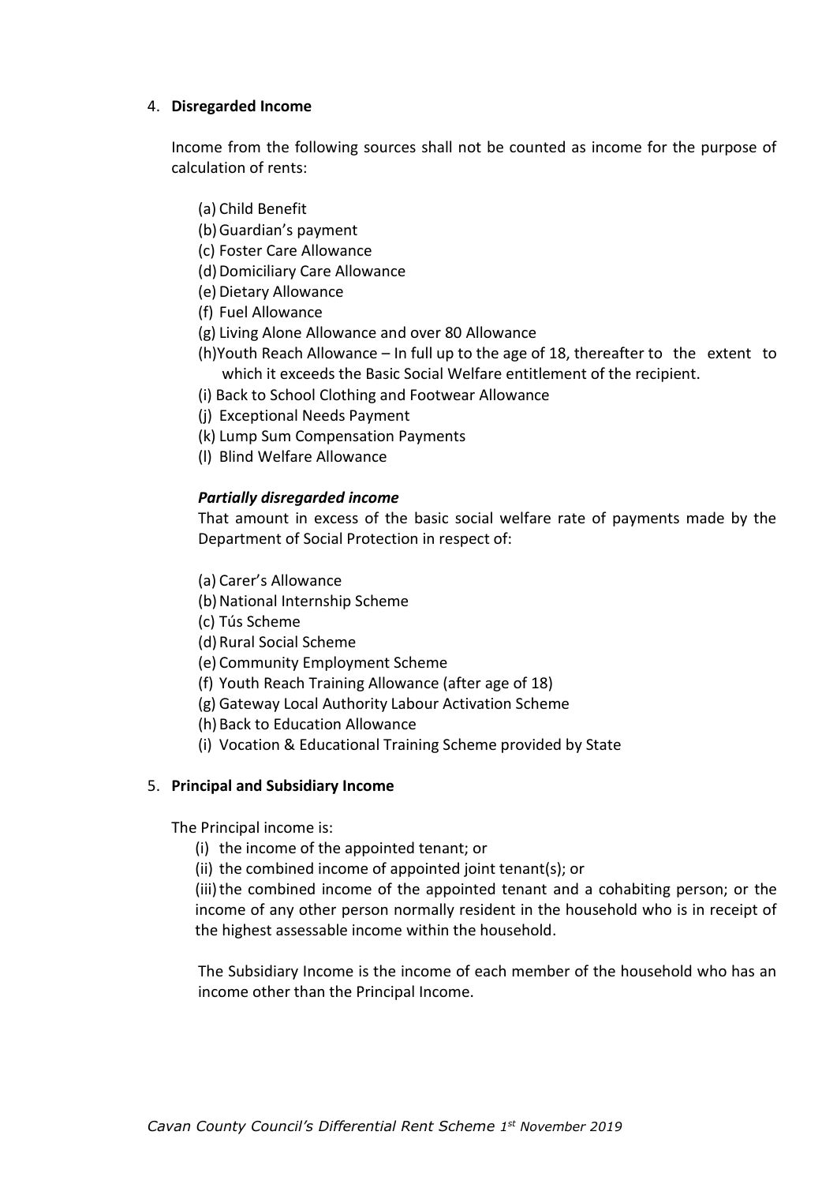4. **Disregarded Income**

   Income from the following sources shall not be counted as income for the purpose of calculation of rents:

   (a) Child Benefit
   (b) Guardian's payment
   (c) Foster Care Allowance
   (d) Domiciliary Care Allowance
   (e) Dietary Allowance
   (f) Fuel Allowance
   (g) Living Alone Allowance and over 80 Allowance
   (h) Youth Reach Allowance – In full up to the age of 18, thereafter to the extent to which it exceeds the Basic Social Welfare entitlement of the recipient.
   (i) Back to School Clothing and Footwear Allowance
   (j) Exceptional Needs Payment
   (k) Lump Sum Compensation Payments
   (l) Blind Welfare Allowance

   ***Partially disregarded income***

   That amount in excess of the basic social welfare rate of payments made by the Department of Social Protection in respect of:

   (a) Carer's Allowance
   (b) National Internship Scheme
   (c) Tús Scheme
   (d) Rural Social Scheme
   (e) Community Employment Scheme
   (f) Youth Reach Training Allowance (after age of 18)
   (g) Gateway Local Authority Labour Activation Scheme
   (h) Back to Education Allowance
   (i) Vocation & Educational Training Scheme provided by State

5. **Principal and Subsidiary Income**

   The Principal income is:

   (i) the income of the appointed tenant; or
   (ii) the combined income of appointed joint tenant(s); or
   (iii) the combined income of the appointed tenant and a cohabiting person; or the income of any other person normally resident in the household who is in receipt of the highest assessable income within the household.

   The Subsidiary Income is the income of each member of the household who has an income other than the Principal Income.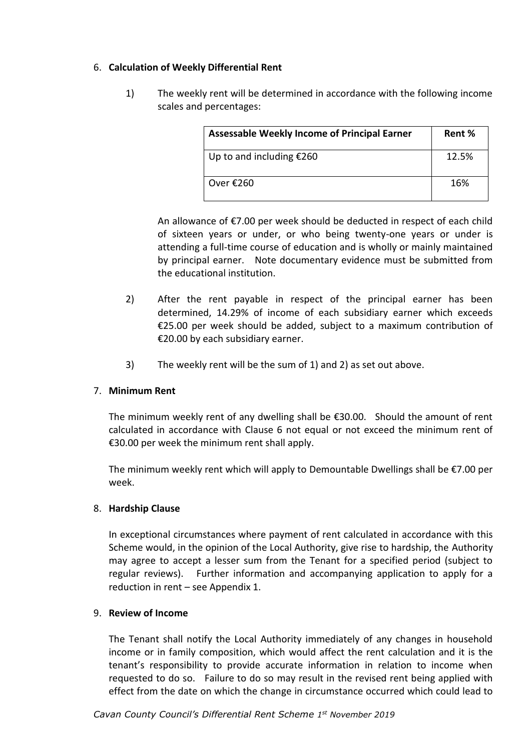## 6. **Calculation of Weekly Differential Rent**

1) The weekly rent will be determined in accordance with the following income scales and percentages:

| **Assessable Weekly Income of Principal Earner** | **Rent %** |
|---|---|
| Up to and including €260 | 12.5% |
| Over €260 | 16% |

An allowance of €7.00 per week should be deducted in respect of each child of sixteen years or under, or who being twenty-one years or under is attending a full-time course of education and is wholly or mainly maintained by principal earner. Note documentary evidence must be submitted from the educational institution.

2) After the rent payable in respect of the principal earner has been determined, 14.29% of income of each subsidiary earner which exceeds €25.00 per week should be added, subject to a maximum contribution of €20.00 by each subsidiary earner.

3) The weekly rent will be the sum of 1) and 2) as set out above.

## 7. **Minimum Rent**

The minimum weekly rent of any dwelling shall be €30.00. Should the amount of rent calculated in accordance with Clause 6 not equal or not exceed the minimum rent of €30.00 per week the minimum rent shall apply.

The minimum weekly rent which will apply to Demountable Dwellings shall be €7.00 per week.

## 8. **Hardship Clause**

In exceptional circumstances where payment of rent calculated in accordance with this Scheme would, in the opinion of the Local Authority, give rise to hardship, the Authority may agree to accept a lesser sum from the Tenant for a specified period (subject to regular reviews). Further information and accompanying application to apply for a reduction in rent – see Appendix 1.

## 9. **Review of Income**

The Tenant shall notify the Local Authority immediately of any changes in household income or in family composition, which would affect the rent calculation and it is the tenant's responsibility to provide accurate information in relation to income when requested to do so. Failure to do so may result in the revised rent being applied with effect from the date on which the change in circumstance occurred which could lead to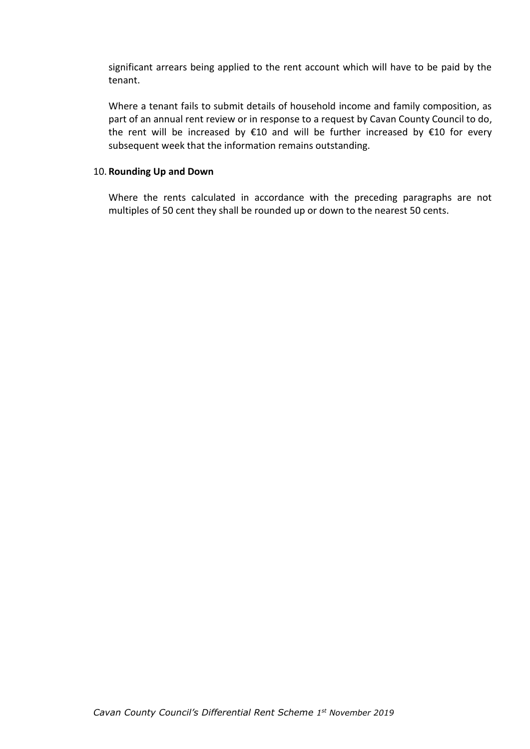significant arrears being applied to the rent account which will have to be paid by the tenant.

Where a tenant fails to submit details of household income and family composition, as part of an annual rent review or in response to a request by Cavan County Council to do, the rent will be increased by €10 and will be further increased by €10 for every subsequent week that the information remains outstanding.

10. **Rounding Up and Down**

Where the rents calculated in accordance with the preceding paragraphs are not multiples of 50 cent they shall be rounded up or down to the nearest 50 cents.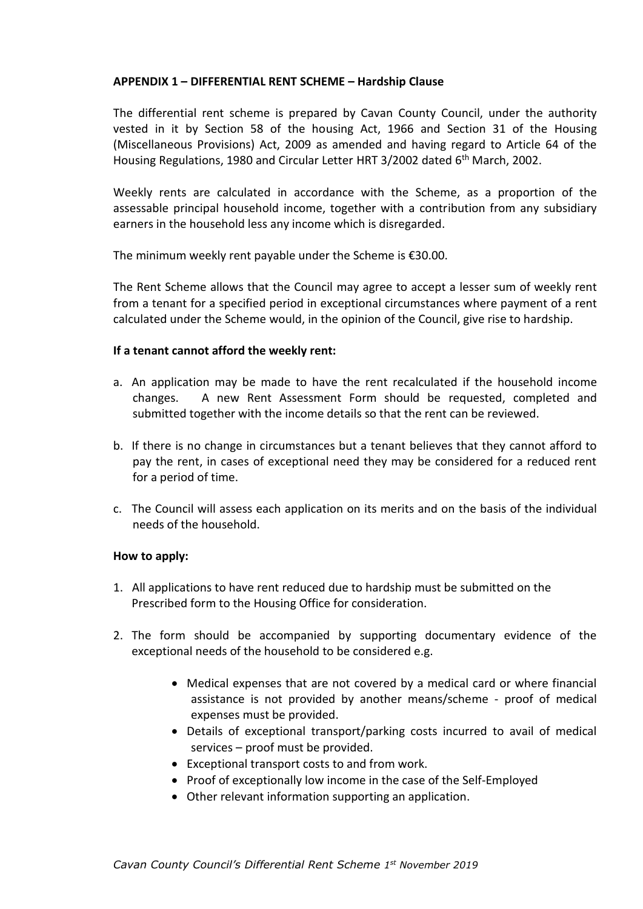**APPENDIX 1 – DIFFERENTIAL RENT SCHEME – Hardship Clause**

The differential rent scheme is prepared by Cavan County Council, under the authority vested in it by Section 58 of the housing Act, 1966 and Section 31 of the Housing (Miscellaneous Provisions) Act, 2009 as amended and having regard to Article 64 of the Housing Regulations, 1980 and Circular Letter HRT 3/2002 dated 6th March, 2002.

Weekly rents are calculated in accordance with the Scheme, as a proportion of the assessable principal household income, together with a contribution from any subsidiary earners in the household less any income which is disregarded.

The minimum weekly rent payable under the Scheme is €30.00.

The Rent Scheme allows that the Council may agree to accept a lesser sum of weekly rent from a tenant for a specified period in exceptional circumstances where payment of a rent calculated under the Scheme would, in the opinion of the Council, give rise to hardship.

**If a tenant cannot afford the weekly rent:**

a. An application may be made to have the rent recalculated if the household income changes. A new Rent Assessment Form should be requested, completed and submitted together with the income details so that the rent can be reviewed.

b. If there is no change in circumstances but a tenant believes that they cannot afford to pay the rent, in cases of exceptional need they may be considered for a reduced rent for a period of time.

c. The Council will assess each application on its merits and on the basis of the individual needs of the household.

**How to apply:**

1. All applications to have rent reduced due to hardship must be submitted on the Prescribed form to the Housing Office for consideration.

2. The form should be accompanied by supporting documentary evidence of the exceptional needs of the household to be considered e.g.

    - Medical expenses that are not covered by a medical card or where financial assistance is not provided by another means/scheme - proof of medical expenses must be provided.
    - Details of exceptional transport/parking costs incurred to avail of medical services – proof must be provided.
    - Exceptional transport costs to and from work.
    - Proof of exceptionally low income in the case of the Self-Employed
    - Other relevant information supporting an application.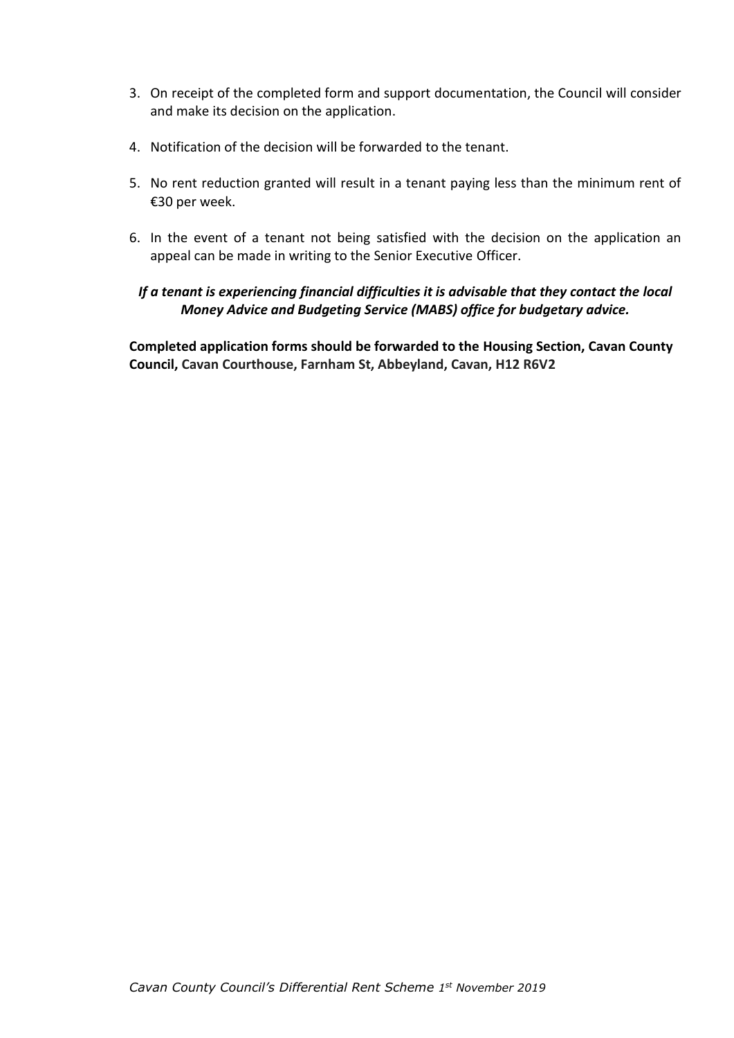3. On receipt of the completed form and support documentation, the Council will consider and make its decision on the application.

4. Notification of the decision will be forwarded to the tenant.

5. No rent reduction granted will result in a tenant paying less than the minimum rent of €30 per week.

6. In the event of a tenant not being satisfied with the decision on the application an appeal can be made in writing to the Senior Executive Officer.

***If a tenant is experiencing financial difficulties it is advisable that they contact the local Money Advice and Budgeting Service (MABS) office for budgetary advice.***

**Completed application forms should be forwarded to the Housing Section, Cavan County Council, Cavan Courthouse, Farnham St, Abbeyland, Cavan, H12 R6V2**